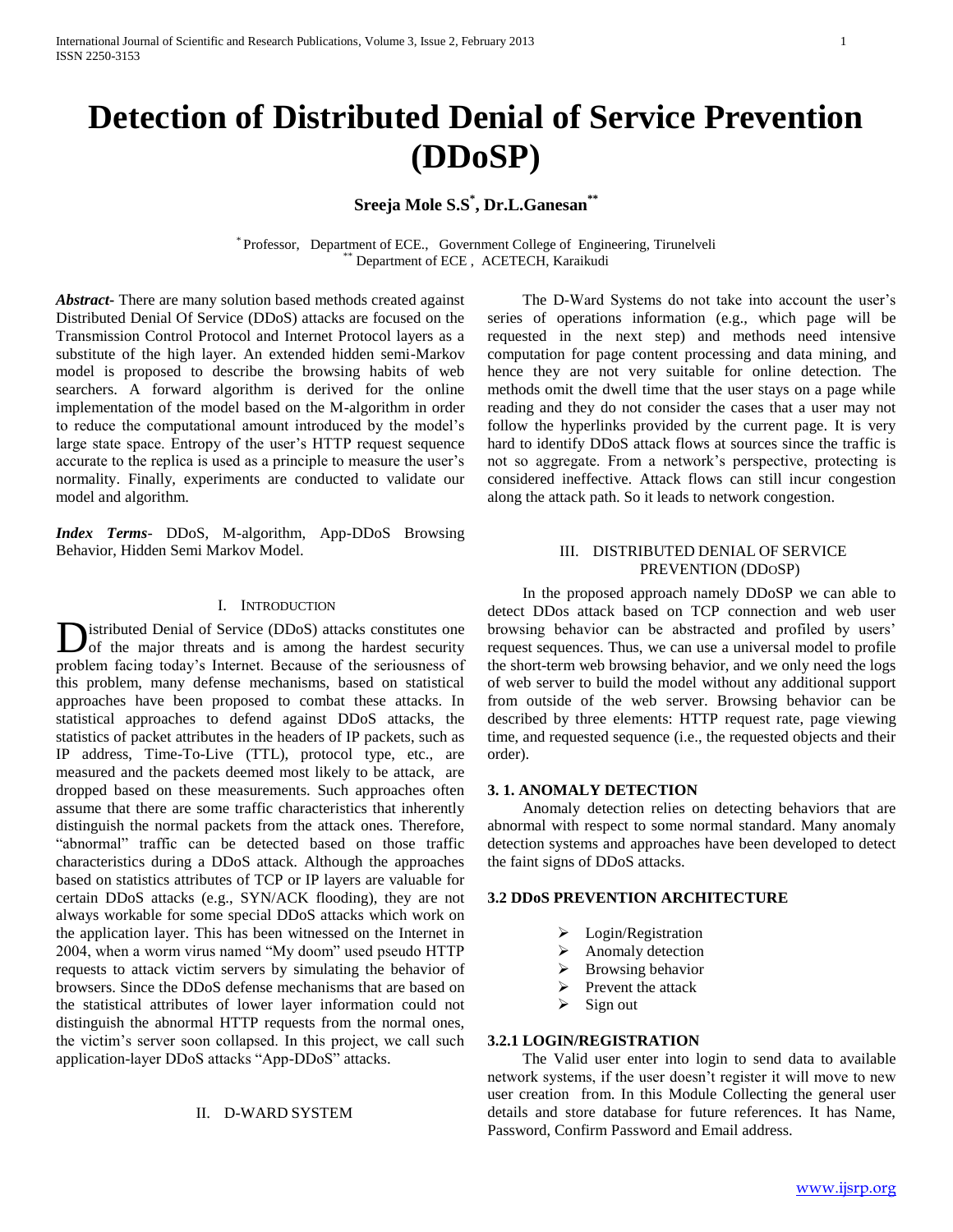# Detection of Distributed Denial of Service Prevention (DDoSP)

**Sreeja Mole S.S[*], Dr.L.Ganesan[**]**

[*] Professor, Department of ECE., Government College of Engineering, Tirunelveli
[**] Department of ECE , ACETECH, Karaikudi

***Abstract-*** There are many solution based methods created against Distributed Denial Of Service (DDoS) attacks are focused on the Transmission Control Protocol and Internet Protocol layers as a substitute of the high layer. An extended hidden semi-Markov model is proposed to describe the browsing habits of web searchers. A forward algorithm is derived for the online implementation of the model based on the M-algorithm in order to reduce the computational amount introduced by the model's large state space. Entropy of the user's HTTP request sequence accurate to the replica is used as a principle to measure the user's normality. Finally, experiments are conducted to validate our model and algorithm.

***Index Terms*-** DDoS, M-algorithm, App-DDoS Browsing Behavior, Hidden Semi Markov Model.

## I. Introduction

Distributed Denial of Service (DDoS) attacks constitutes one of the major threats and is among the hardest security problem facing today's Internet. Because of the seriousness of this problem, many defense mechanisms, based on statistical approaches have been proposed to combat these attacks. In statistical approaches to defend against DDoS attacks, the statistics of packet attributes in the headers of IP packets, such as IP address, Time-To-Live (TTL), protocol type, etc., are measured and the packets deemed most likely to be attack, are dropped based on these measurements. Such approaches often assume that there are some traffic characteristics that inherently distinguish the normal packets from the attack ones. Therefore, "abnormal" traffic can be detected based on those traffic characteristics during a DDoS attack. Although the approaches based on statistics attributes of TCP or IP layers are valuable for certain DDoS attacks (e.g., SYN/ACK flooding), they are not always workable for some special DDoS attacks which work on the application layer. This has been witnessed on the Internet in 2004, when a worm virus named "My doom" used pseudo HTTP requests to attack victim servers by simulating the behavior of browsers. Since the DDoS defense mechanisms that are based on the statistical attributes of lower layer information could not distinguish the abnormal HTTP requests from the normal ones, the victim's server soon collapsed. In this project, we call such application-layer DDoS attacks "App-DDoS" attacks.

## II. D-Ward System

The D-Ward Systems do not take into account the user's series of operations information (e.g., which page will be requested in the next step) and methods need intensive computation for page content processing and data mining, and hence they are not very suitable for online detection. The methods omit the dwell time that the user stays on a page while reading and they do not consider the cases that a user may not follow the hyperlinks provided by the current page. It is very hard to identify DDoS attack flows at sources since the traffic is not so aggregate. From a network's perspective, protecting is considered ineffective. Attack flows can still incur congestion along the attack path. So it leads to network congestion.

## III. Distributed Denial of Service Prevention (DDoSP)

In the proposed approach namely DDoSP we can able to detect DDos attack based on TCP connection and web user browsing behavior can be abstracted and profiled by users' request sequences. Thus, we can use a universal model to profile the short-term web browsing behavior, and we only need the logs of web server to build the model without any additional support from outside of the web server. Browsing behavior can be described by three elements: HTTP request rate, page viewing time, and requested sequence (i.e., the requested objects and their order).

### 3. 1. ANOMALY DETECTION

Anomaly detection relies on detecting behaviors that are abnormal with respect to some normal standard. Many anomaly detection systems and approaches have been developed to detect the faint signs of DDoS attacks.

### 3.2 DDoS PREVENTION ARCHITECTURE

- Login/Registration
- Anomaly detection
- Browsing behavior
- Prevent the attack
- Sign out

#### 3.2.1 LOGIN/REGISTRATION

The Valid user enter into login to send data to available network systems, if the user doesn't register it will move to new user creation from. In this Module Collecting the general user details and store database for future references. It has Name, Password, Confirm Password and Email address.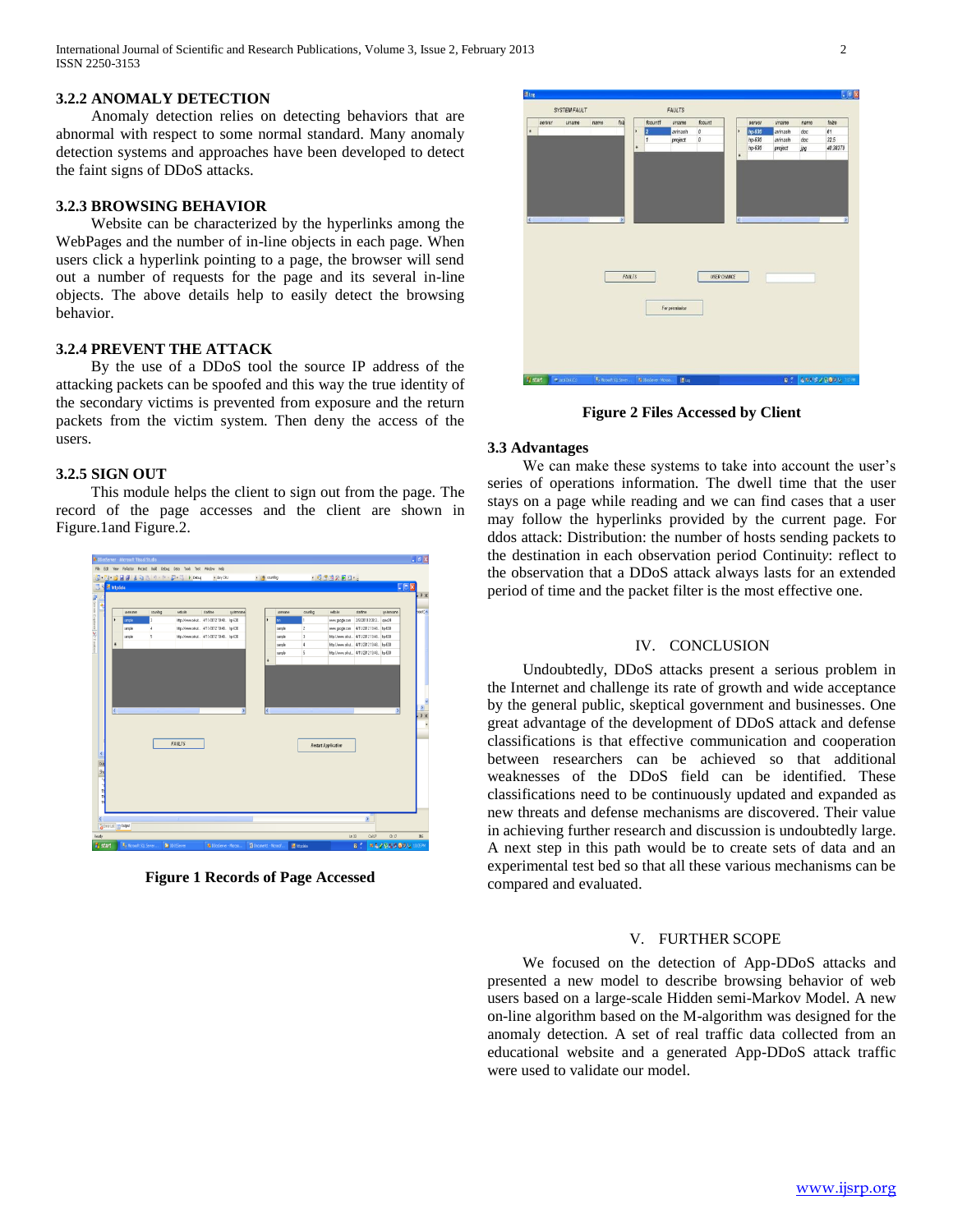### 3.2.2 ANOMALY DETECTION

Anomaly detection relies on detecting behaviors that are abnormal with respect to some normal standard. Many anomaly detection systems and approaches have been developed to detect the faint signs of DDoS attacks.

### 3.2.3 BROWSING BEHAVIOR

Website can be characterized by the hyperlinks among the WebPages and the number of in-line objects in each page. When users click a hyperlink pointing to a page, the browser will send out a number of requests for the page and its several in-line objects. The above details help to easily detect the browsing behavior.

### 3.2.4 PREVENT THE ATTACK

By the use of a DDoS tool the source IP address of the attacking packets can be spoofed and this way the true identity of the secondary victims is prevented from exposure and the return packets from the victim system. Then deny the access of the users.

### 3.2.5 SIGN OUT

This module helps the client to sign out from the page. The record of the page accesses and the client are shown in Figure.1and Figure.2.

**Figure 1 Records of Page Accessed**

**Figure 2 Files Accessed by Client**

### 3.3 Advantages

We can make these systems to take into account the user's series of operations information. The dwell time that the user stays on a page while reading and we can find cases that a user may follow the hyperlinks provided by the current page. For ddos attack: Distribution: the number of hosts sending packets to the destination in each observation period Continuity: reflect to the observation that a DDoS attack always lasts for an extended period of time and the packet filter is the most effective one.

## IV. CONCLUSION

Undoubtedly, DDoS attacks present a serious problem in the Internet and challenge its rate of growth and wide acceptance by the general public, skeptical government and businesses. One great advantage of the development of DDoS attack and defense classifications is that effective communication and cooperation between researchers can be achieved so that additional weaknesses of the DDoS field can be identified. These classifications need to be continuously updated and expanded as new threats and defense mechanisms are discovered. Their value in achieving further research and discussion is undoubtedly large. A next step in this path would be to create sets of data and an experimental test bed so that all these various mechanisms can be compared and evaluated.

## V. FURTHER SCOPE

We focused on the detection of App-DDoS attacks and presented a new model to describe browsing behavior of web users based on a large-scale Hidden semi-Markov Model. A new on-line algorithm based on the M-algorithm was designed for the anomaly detection. A set of real traffic data collected from an educational website and a generated App-DDoS attack traffic were used to validate our model.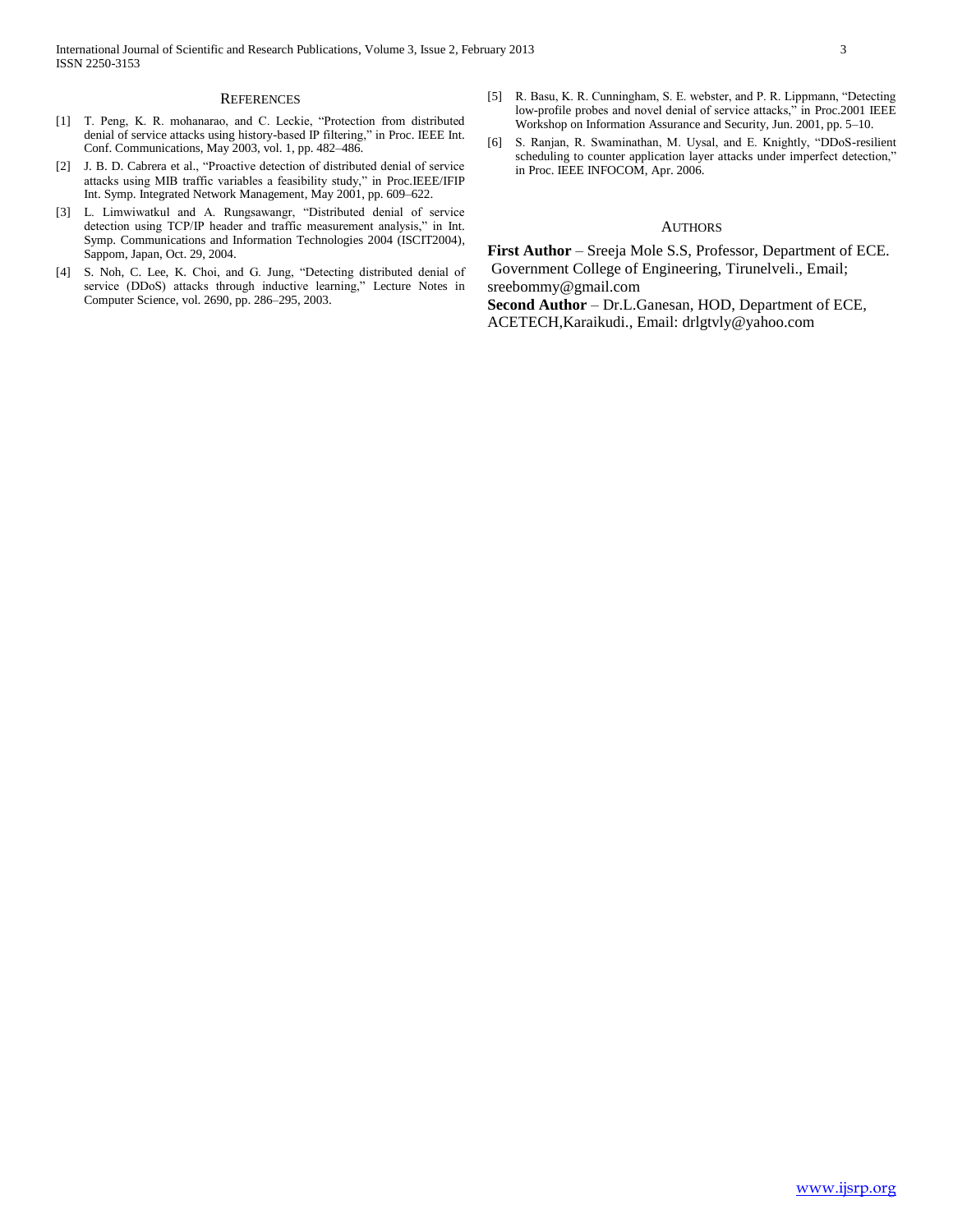## REFERENCES

[1] T. Peng, K. R. mohanarao, and C. Leckie, "Protection from distributed denial of service attacks using history-based IP filtering," in Proc. IEEE Int. Conf. Communications, May 2003, vol. 1, pp. 482–486.

[2] J. B. D. Cabrera et al., "Proactive detection of distributed denial of service attacks using MIB traffic variables a feasibility study," in Proc.IEEE/IFIP Int. Symp. Integrated Network Management, May 2001, pp. 609–622.

[3] L. Limwiwatkul and A. Rungsawangr, "Distributed denial of service detection using TCP/IP header and traffic measurement analysis," in Int. Symp. Communications and Information Technologies 2004 (ISCIT2004), Sappom, Japan, Oct. 29, 2004.

[4] S. Noh, C. Lee, K. Choi, and G. Jung, "Detecting distributed denial of service (DDoS) attacks through inductive learning," Lecture Notes in Computer Science, vol. 2690, pp. 286–295, 2003.

[5] R. Basu, K. R. Cunningham, S. E. webster, and P. R. Lippmann, "Detecting low-profile probes and novel denial of service attacks," in Proc.2001 IEEE Workshop on Information Assurance and Security, Jun. 2001, pp. 5–10.

[6] S. Ranjan, R. Swaminathan, M. Uysal, and E. Knightly, "DDoS-resilient scheduling to counter application layer attacks under imperfect detection," in Proc. IEEE INFOCOM, Apr. 2006.

## AUTHORS

**First Author** – Sreeja Mole S.S, Professor, Department of ECE. Government College of Engineering, Tirunelveli., Email; sreebommy@gmail.com

**Second Author** – Dr.L.Ganesan, HOD, Department of ECE, ACETECH,Karaikudi., Email: drlgtvly@yahoo.com